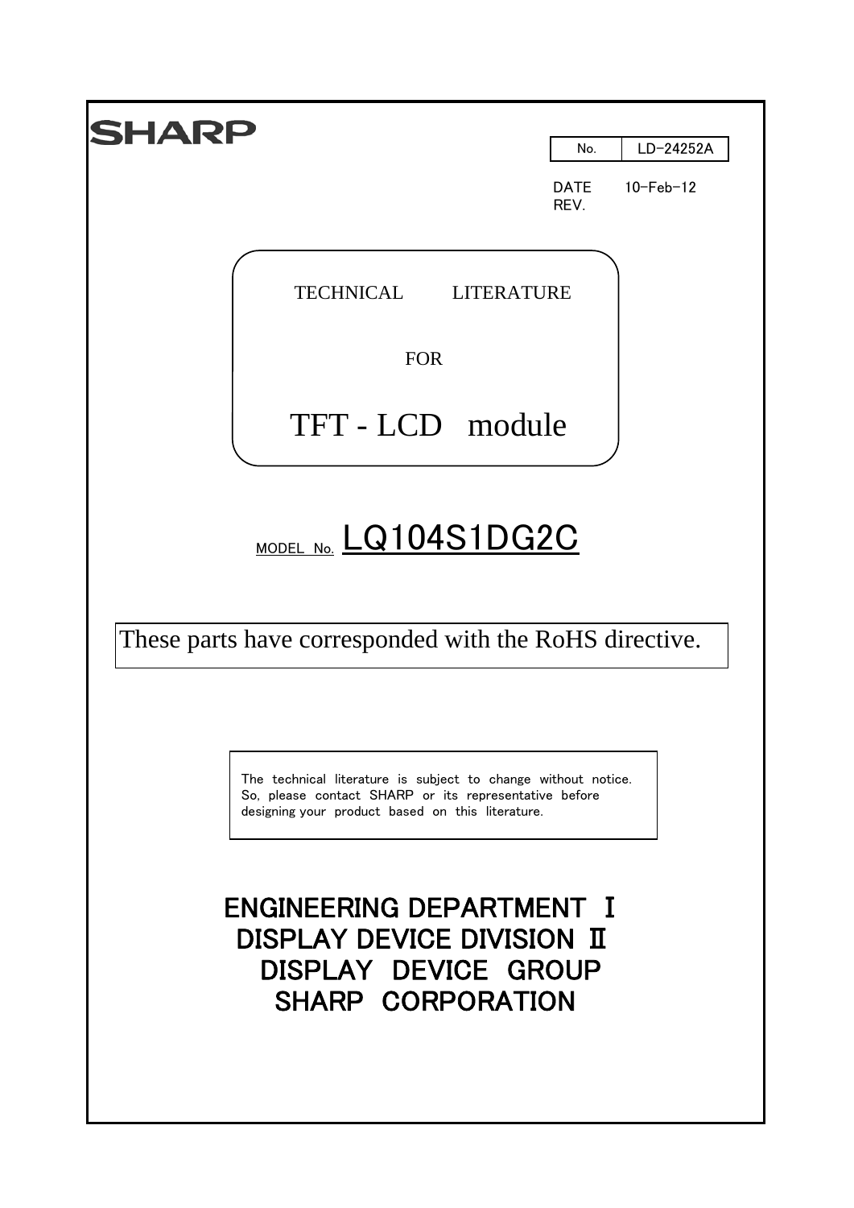SHARP

| No. | LD-24252A |
|---|---|

DATE 10-Feb-12
REV.

TECHNICAL LITERATURE

FOR

# TFT - LCD module

MODEL No. **LQ104S1DG2C**

These parts have corresponded with the RoHS directive.

The technical literature is subject to change without notice. So, please contact SHARP or its representative before designing your product based on this literature.

**ENGINEERING DEPARTMENT Ⅰ**
**DISPLAY DEVICE DIVISION Ⅱ**
**DISPLAY DEVICE GROUP**
**SHARP CORPORATION**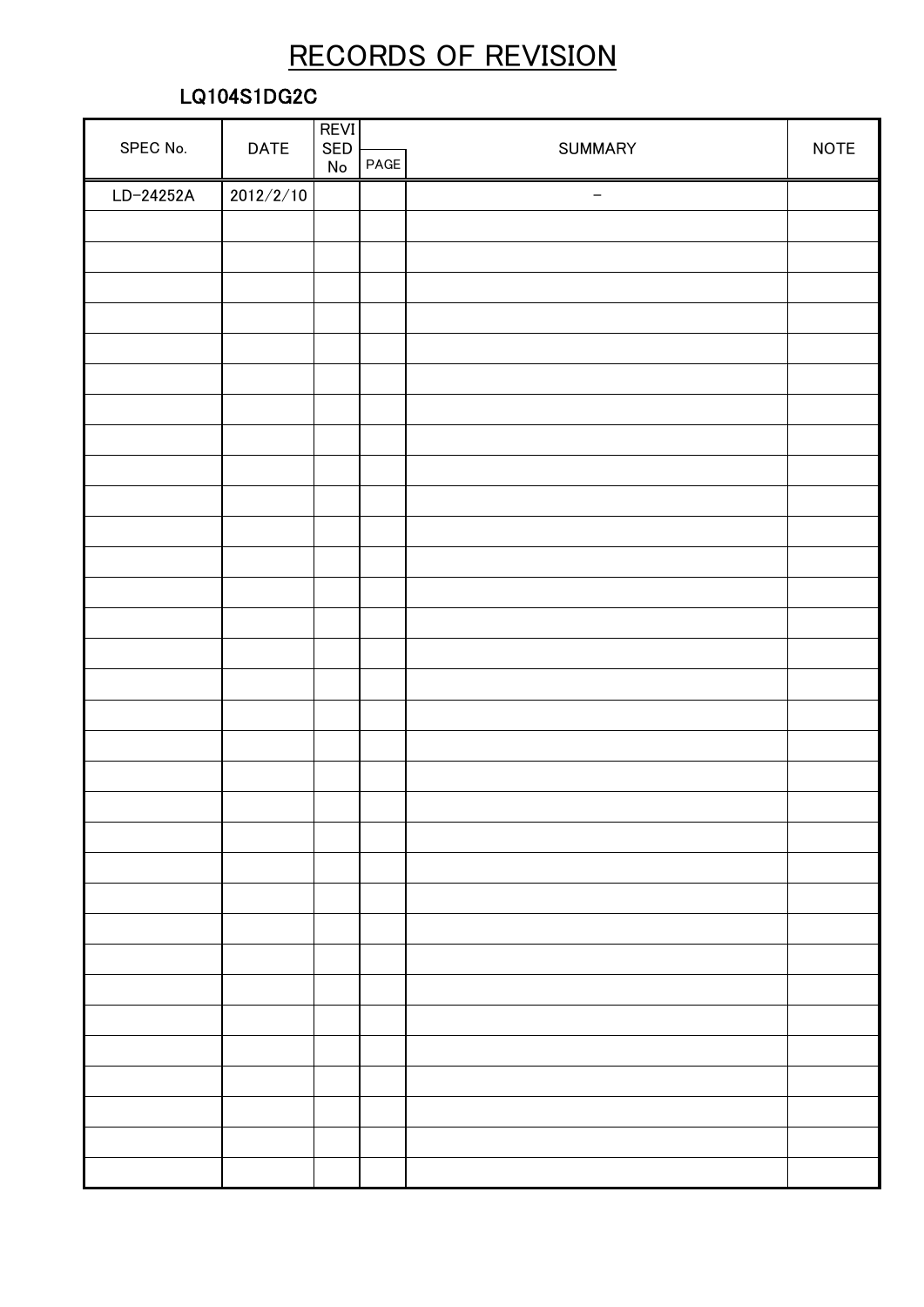# RECORDS OF REVISION

## LQ104S1DG2C

| SPEC No. | DATE | REVISED No | PAGE | SUMMARY | NOTE |
|---|---|---|---|---|---|
| LD-24252A | 2012/2/10 | | | − | |
| | | | | | |
| | | | | | |
| | | | | | |
| | | | | | |
| | | | | | |
| | | | | | |
| | | | | | |
| | | | | | |
| | | | | | |
| | | | | | |
| | | | | | |
| | | | | | |
| | | | | | |
| | | | | | |
| | | | | | |
| | | | | | |
| | | | | | |
| | | | | | |
| | | | | | |
| | | | | | |
| | | | | | |
| | | | | | |
| | | | | | |
| | | | | | |
| | | | | | |
| | | | | | |
| | | | | | |
| | | | | | |
| | | | | | |
| | | | | | |
| | | | | | |
| | | | | | |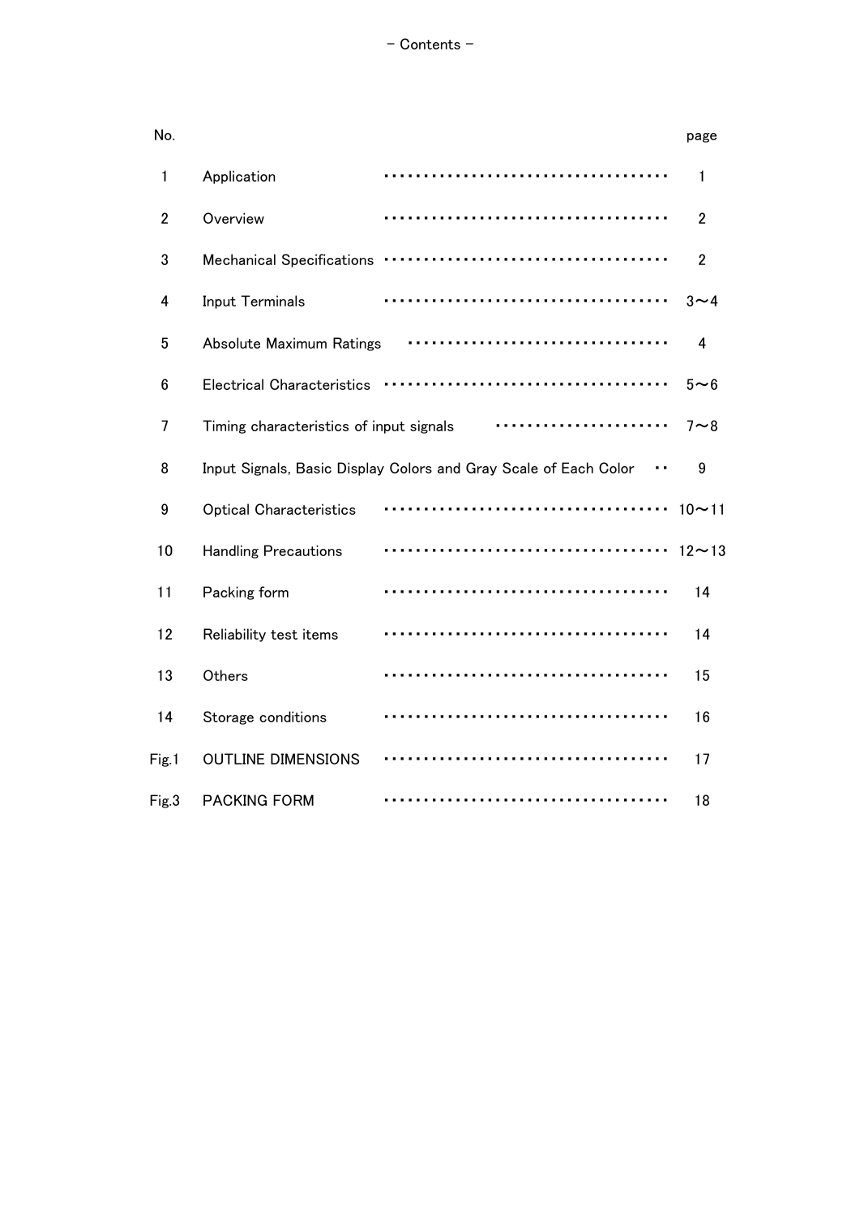# – Contents –

| No. | | page |
|---|---|---|
| 1 | Application | 1 |
| 2 | Overview | 2 |
| 3 | Mechanical Specifications | 2 |
| 4 | Input Terminals | 3〜4 |
| 5 | Absolute Maximum Ratings | 4 |
| 6 | Electrical Characteristics | 5〜6 |
| 7 | Timing characteristics of input signals | 7〜8 |
| 8 | Input Signals, Basic Display Colors and Gray Scale of Each Color | 9 |
| 9 | Optical Characteristics | 10〜11 |
| 10 | Handling Precautions | 12〜13 |
| 11 | Packing form | 14 |
| 12 | Reliability test items | 14 |
| 13 | Others | 15 |
| 14 | Storage conditions | 16 |
| Fig.1 | OUTLINE DIMENSIONS | 17 |
| Fig.3 | PACKING FORM | 18 |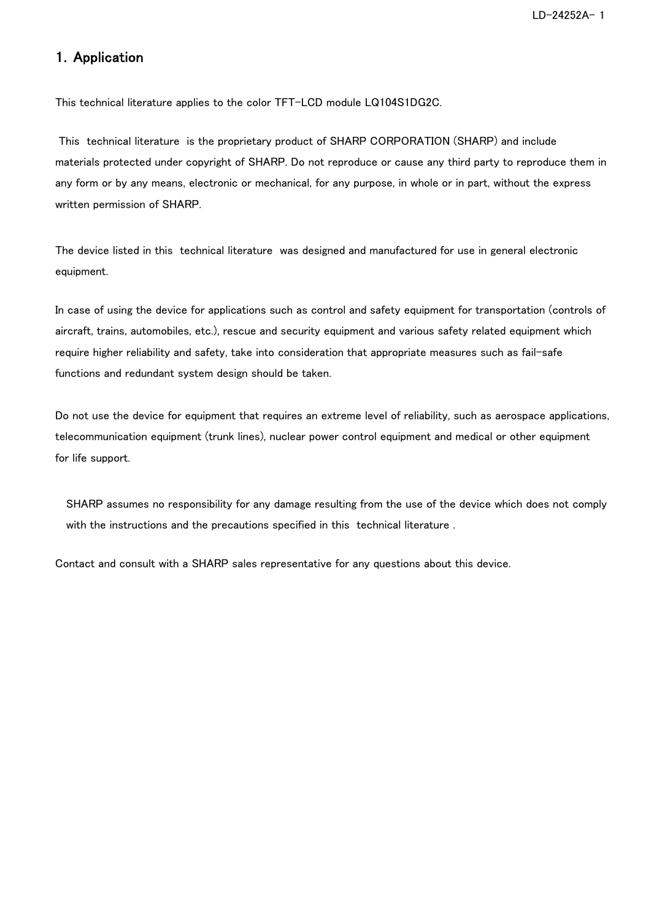# 1. Application

This technical literature applies to the color TFT-LCD module LQ104S1DG2C.

This technical literature is the proprietary product of SHARP CORPORATION (SHARP) and include materials protected under copyright of SHARP. Do not reproduce or cause any third party to reproduce them in any form or by any means, electronic or mechanical, for any purpose, in whole or in part, without the express written permission of SHARP.

The device listed in this technical literature was designed and manufactured for use in general electronic equipment.

In case of using the device for applications such as control and safety equipment for transportation (controls of aircraft, trains, automobiles, etc.), rescue and security equipment and various safety related equipment which require higher reliability and safety, take into consideration that appropriate measures such as fail-safe functions and redundant system design should be taken.

Do not use the device for equipment that requires an extreme level of reliability, such as aerospace applications, telecommunication equipment (trunk lines), nuclear power control equipment and medical or other equipment for life support.

SHARP assumes no responsibility for any damage resulting from the use of the device which does not comply with the instructions and the precautions specified in this technical literature .

Contact and consult with a SHARP sales representative for any questions about this device.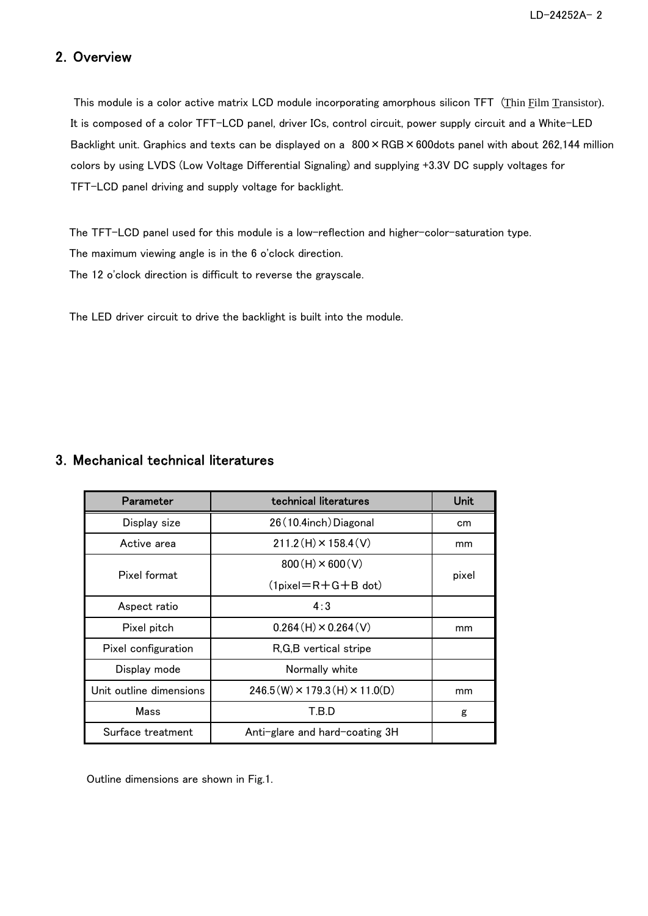## 2. Overview

This module is a color active matrix LCD module incorporating amorphous silicon TFT (Thin Film Transistor). It is composed of a color TFT-LCD panel, driver ICs, control circuit, power supply circuit and a White-LED Backlight unit. Graphics and texts can be displayed on a 800×RGB×600dots panel with about 262,144 million colors by using LVDS (Low Voltage Differential Signaling) and supplying +3.3V DC supply voltages for TFT-LCD panel driving and supply voltage for backlight.

The TFT-LCD panel used for this module is a low-reflection and higher-color-saturation type.
The maximum viewing angle is in the 6 o'clock direction.
The 12 o'clock direction is difficult to reverse the grayscale.

The LED driver circuit to drive the backlight is built into the module.

## 3. Mechanical technical literatures

| Parameter | technical literatures | Unit |
|---|---|---|
| Display size | 26(10.4inch)Diagonal | cm |
| Active area | 211.2(H)×158.4(V) | mm |
| Pixel format | 800(H)×600(V)<br>(1pixel＝R＋G＋B dot) | pixel |
| Aspect ratio | 4:3 | |
| Pixel pitch | 0.264(H)×0.264(V) | mm |
| Pixel configuration | R,G,B vertical stripe | |
| Display mode | Normally white | |
| Unit outline dimensions | 246.5(W)×179.3(H)×11.0(D) | mm |
| Mass | T.B.D | g |
| Surface treatment | Anti-glare and hard-coating 3H | |

Outline dimensions are shown in Fig.1.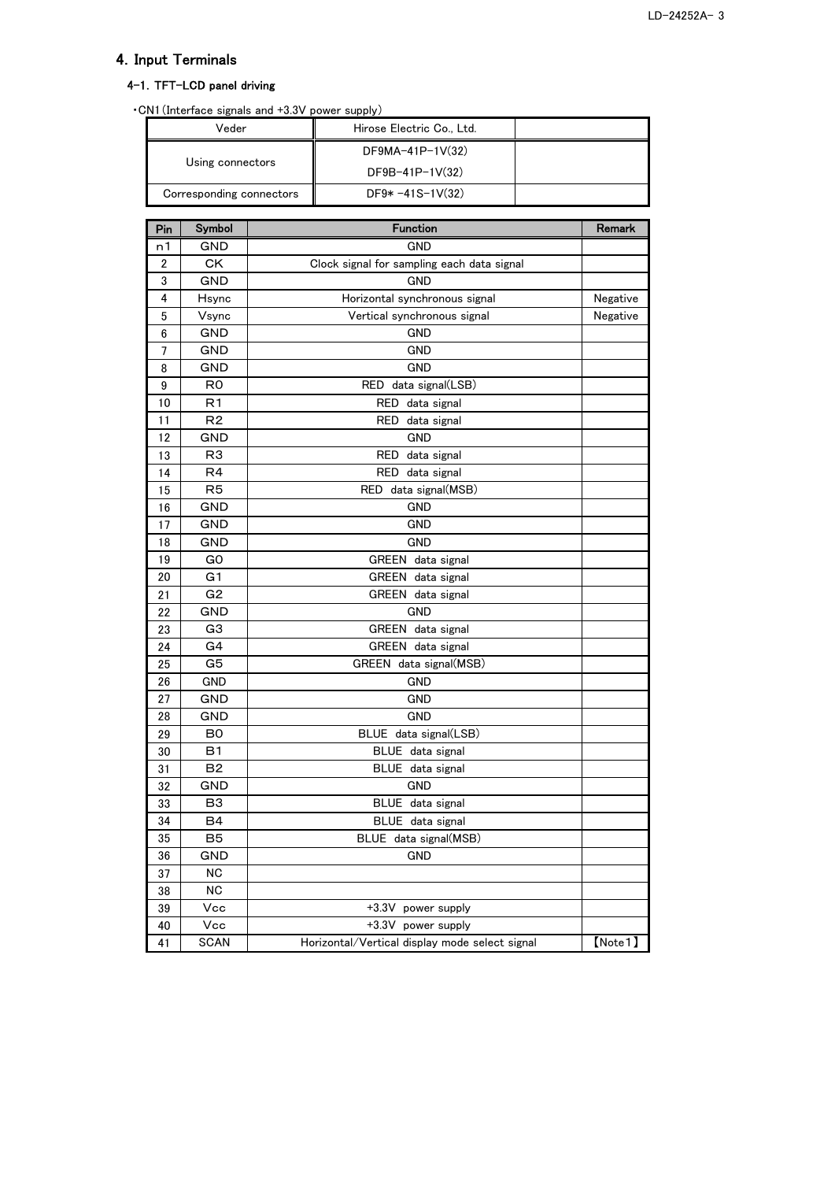## 4. Input Terminals

### 4-1. TFT-LCD panel driving

・CN1(Interface signals and +3.3V power supply)

| Veder | Hirose Electric Co., Ltd. | |
|---|---|---|
| Using connectors | DF9MA-41P-1V(32) | |
| | DF9B-41P-1V(32) | |
| Corresponding connectors | DF9* -41S-1V(32) | |

| Pin | Symbol | Function | Remark |
|---|---|---|---|
| n1 | GND | GND | |
| 2 | CK | Clock signal for sampling each data signal | |
| 3 | GND | GND | |
| 4 | Hsync | Horizontal synchronous signal | Negative |
| 5 | Vsync | Vertical synchronous signal | Negative |
| 6 | GND | GND | |
| 7 | GND | GND | |
| 8 | GND | GND | |
| 9 | R0 | RED data signal(LSB) | |
| 10 | R1 | RED data signal | |
| 11 | R2 | RED data signal | |
| 12 | GND | GND | |
| 13 | R3 | RED data signal | |
| 14 | R4 | RED data signal | |
| 15 | R5 | RED data signal(MSB) | |
| 16 | GND | GND | |
| 17 | GND | GND | |
| 18 | GND | GND | |
| 19 | G0 | GREEN data signal | |
| 20 | G1 | GREEN data signal | |
| 21 | G2 | GREEN data signal | |
| 22 | GND | GND | |
| 23 | G3 | GREEN data signal | |
| 24 | G4 | GREEN data signal | |
| 25 | G5 | GREEN data signal(MSB) | |
| 26 | GND | GND | |
| 27 | GND | GND | |
| 28 | GND | GND | |
| 29 | B0 | BLUE data signal(LSB) | |
| 30 | B1 | BLUE data signal | |
| 31 | B2 | BLUE data signal | |
| 32 | GND | GND | |
| 33 | B3 | BLUE data signal | |
| 34 | B4 | BLUE data signal | |
| 35 | B5 | BLUE data signal(MSB) | |
| 36 | GND | GND | |
| 37 | NC | | |
| 38 | NC | | |
| 39 | Vcc | +3.3V power supply | |
| 40 | Vcc | +3.3V power supply | |
| 41 | SCAN | Horizontal/Vertical display mode select signal | 【Note1】 |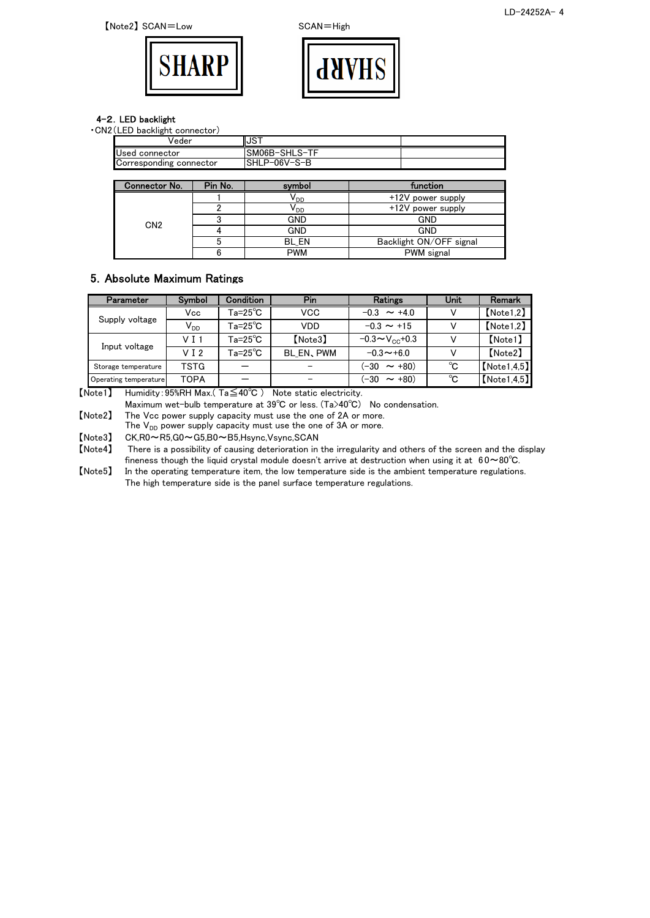【Note2】SCAN＝Low　　　　　　　　　　SCAN＝High

SHARP　　　　　　　　　　SHARP (mirrored)

#### 4-2. LED backlight

・CN2（LED backlight connector）

| Veder | JST | |
|---|---|---|
| Used connector | SM06B-SHLS-TF | |
| Corresponding connector | SHLP-06V-S-B | |

| Connector No. | Pin No. | symbol | function |
|---|---|---|---|
| CN2 | 1 | $V_{DD}$ | +12V power supply |
| | 2 | $V_{DD}$ | +12V power supply |
| | 3 | GND | GND |
| | 4 | GND | GND |
| | 5 | BL_EN | Backlight ON/OFF signal |
| | 6 | PWM | PWM signal |

## 5. Absolute Maximum Ratings

| Parameter | Symbol | Condition | Pin | Ratings | Unit | Remark |
|---|---|---|---|---|---|---|
| Supply voltage | Vcc | Ta=25℃ | VCC | −0.3 ～ +4.0 | V | 【Note1,2】 |
| | $V_{DD}$ | Ta=25℃ | VDD | −0.3 ～ +15 | V | 【Note1,2】 |
| Input voltage | V I 1 | Ta=25℃ | 【Note3】 | −0.3～$V_{CC}$+0.3 | V | 【Note1】 |
| | V I 2 | Ta=25℃ | BL_EN、PWM | −0.3～+6.0 | V | 【Note2】 |
| Storage temperature | TSTG | — | − | (−30 ～ +80) | ℃ | 【Note1,4,5】 |
| Operating temperature | TOPA | — | − | (−30 ～ +80) | ℃ | 【Note1,4,5】 |

【Note1】 Humidity：95%RH Max.（ Ta≦40℃ ） Note static electricity.
Maximum wet-bulb temperature at 39℃ or less. (Ta>40℃) No condensation.

【Note2】 The Vcc power supply capacity must use the one of 2A or more.
The $V_{DD}$ power supply capacity must use the one of 3A or more.

【Note3】 CK,R0～R5,G0～G5,B0～B5,Hsync,Vsync,SCAN

【Note4】 There is a possibility of causing deterioration in the irregularity and others of the screen and the display fineness though the liquid crystal module doesn't arrive at destruction when using it at 60～80℃.

【Note5】 In the operating temperature item, the low temperature side is the ambient temperature regulations.
The high temperature side is the panel surface temperature regulations.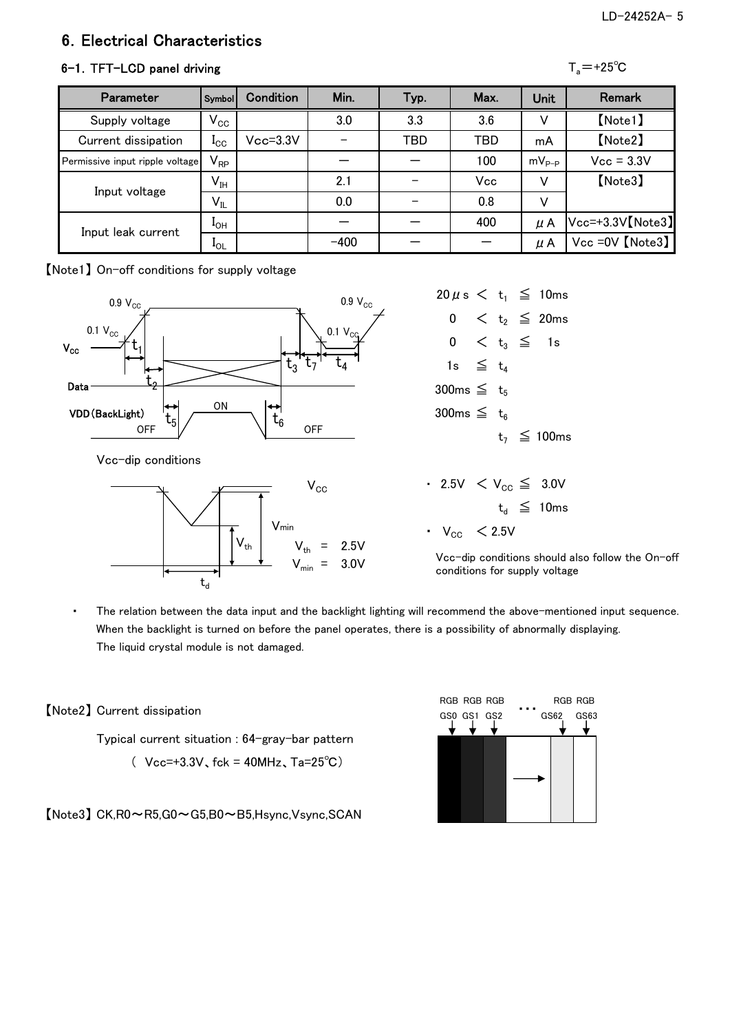## 6. Electrical Characteristics

### 6-1. TFT-LCD panel driving

$T_a$=+25℃

| Parameter | Symbol | Condition | Min. | Typ. | Max. | Unit | Remark |
|---|---|---|---|---|---|---|---|
| Supply voltage | $V_{CC}$ | | 3.0 | 3.3 | 3.6 | V | 【Note1】 |
| Current dissipation | $I_{CC}$ | Vcc=3.3V | – | TBD | TBD | mA | 【Note2】 |
| Permissive input ripple voltage | $V_{RP}$ | | — | — | 100 | $mV_{P-P}$ | Vcc = 3.3V |
| Input voltage | $V_{IH}$ | | 2.1 | – | Vcc | V | 【Note3】 |
| | $V_{IL}$ | | 0.0 | – | 0.8 | V | |
| Input leak current | $I_{OH}$ | | — | — | 400 | μA | Vcc=+3.3V【Note3】 |
| | $I_{OL}$ | | −400 | — | — | μA | Vcc =0V【Note3】 |

【Note1】 On-off conditions for supply voltage

- 20μs < $t_1$ ≦ 10ms
- 0 < $t_2$ ≦ 20ms
- 0 < $t_3$ ≦ 1s
- 1s ≦ $t_4$
- 300ms ≦ $t_5$
- 300ms ≦ $t_6$
- $t_7$ ≦ 100ms

Vcc-dip conditions

$V_{th}$ = 2.5V
$V_{min}$ = 3.0V

- 2.5V < $V_{CC}$ ≦ 3.0V
  $t_d$ ≦ 10ms
- $V_{CC}$ < 2.5V

Vcc-dip conditions should also follow the On-off conditions for supply voltage

- The relation between the data input and the backlight lighting will recommend the above-mentioned input sequence. When the backlight is turned on before the panel operates, there is a possibility of abnormally displaying. The liquid crystal module is not damaged.

【Note2】 Current dissipation

Typical current situation : 64-gray-bar pattern

( Vcc=+3.3V、fck = 40MHz、Ta=25℃)

【Note3】 CK,R0～R5,G0～G5,B0～B5,Hsync,Vsync,SCAN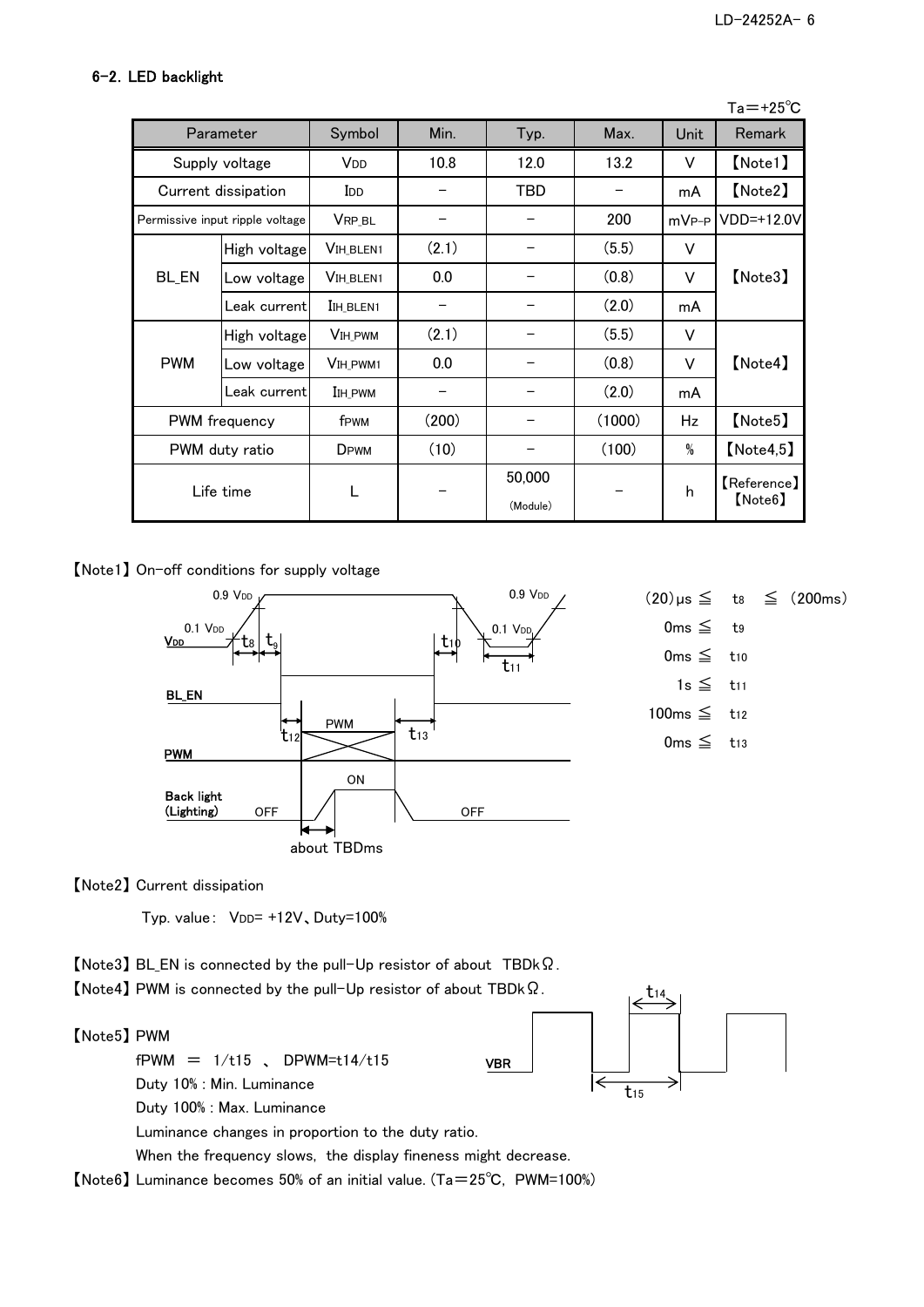## 6-2. LED backlight

Ta=+25℃

| Parameter | | Symbol | Min. | Typ. | Max. | Unit | Remark |
|---|---|---|---|---|---|---|---|
| Supply voltage | | $V_{DD}$ | 10.8 | 12.0 | 13.2 | V | 【Note1】 |
| Current dissipation | | $I_{DD}$ | – | TBD | – | mA | 【Note2】 |
| Permissive input ripple voltage | | $V_{RP\_BL}$ | – | – | 200 | $mV_{P-P}$ | VDD=+12.0V |
| BL_EN | High voltage | $V_{IH\_BLEN1}$ | (2.1) | – | (5.5) | V | 【Note3】 |
| | Low voltage | $V_{IH\_BLEN1}$ | 0.0 | – | (0.8) | V | |
| | Leak current | $I_{IH\_BLEN1}$ | – | – | (2.0) | mA | |
| PWM | High voltage | $V_{IH\_PWM}$ | (2.1) | – | (5.5) | V | 【Note4】 |
| | Low voltage | $V_{IH\_PWM1}$ | 0.0 | – | (0.8) | V | |
| | Leak current | $I_{IH\_PWM}$ | – | – | (2.0) | mA | |
| PWM frequency | | $f_{PWM}$ | (200) | – | (1000) | Hz | 【Note5】 |
| PWM duty ratio | | $D_{PWM}$ | (10) | – | (100) | % | 【Note4,5】 |
| Life time | | L | – | 50,000 (Module) | – | h | 【Reference】【Note6】 |

【Note1】 On-off conditions for supply voltage

(20)μs ≦ $t_8$ ≦ (200ms)
0ms ≦ $t_9$
0ms ≦ $t_{10}$
1s ≦ $t_{11}$
100ms ≦ $t_{12}$
0ms ≦ $t_{13}$

【Note2】 Current dissipation

Typ. value: VDD= +12V、Duty=100%

【Note3】 BL_EN is connected by the pull-Up resistor of about TBDkΩ.
【Note4】 PWM is connected by the pull-Up resistor of about TBDkΩ.

【Note5】 PWM

$f_{PWM} = 1/t_{15}$ 、 $D_{PWM}=t_{14}/t_{15}$
Duty 10% : Min. Luminance
Duty 100% : Max. Luminance
Luminance changes in proportion to the duty ratio.
When the frequency slows, the display fineness might decrease.

【Note6】 Luminance becomes 50% of an initial value. (Ta=25℃, PWM=100%)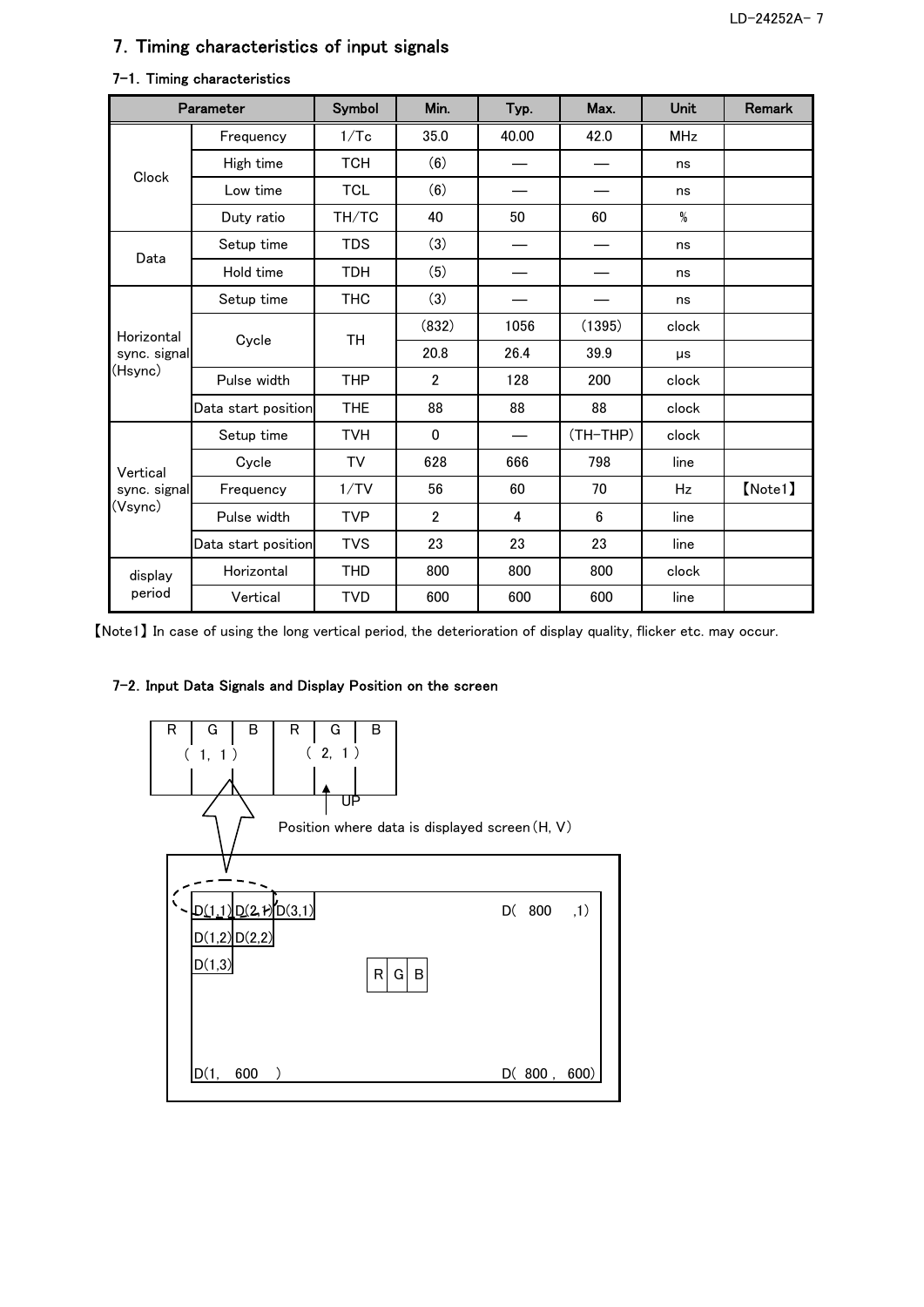# 7. Timing characteristics of input signals

## 7-1. Timing characteristics

| Parameter | | Symbol | Min. | Typ. | Max. | Unit | Remark |
|---|---|---|---|---|---|---|---|
| Clock | Frequency | 1/Tc | 35.0 | 40.00 | 42.0 | MHz | |
| | High time | TCH | (6) | — | — | ns | |
| | Low time | TCL | (6) | — | — | ns | |
| | Duty ratio | TH/TC | 40 | 50 | 60 | % | |
| Data | Setup time | TDS | (3) | — | — | ns | |
| | Hold time | TDH | (5) | — | — | ns | |
| Horizontal sync. signal (Hsync) | Setup time | THC | (3) | — | — | ns | |
| | Cycle | TH | (832) | 1056 | (1395) | clock | |
| | | | 20.8 | 26.4 | 39.9 | μs | |
| | Pulse width | THP | 2 | 128 | 200 | clock | |
| | Data start position | THE | 88 | 88 | 88 | clock | |
| Vertical sync. signal (Vsync) | Setup time | TVH | 0 | — | (TH-THP) | clock | |
| | Cycle | TV | 628 | 666 | 798 | line | |
| | Frequency | 1/TV | 56 | 60 | 70 | Hz | 【Note1】 |
| | Pulse width | TVP | 2 | 4 | 6 | line | |
| | Data start position | TVS | 23 | 23 | 23 | line | |
| display period | Horizontal | THD | 800 | 800 | 800 | clock | |
| | Vertical | TVD | 600 | 600 | 600 | line | |

【Note1】 In case of using the long vertical period, the deterioration of display quality, flicker etc. may occur.

## 7-2. Input Data Signals and Display Position on the screen

| R | G | B | R | G | B |
|---|---|---|---|---|---|
| | ( 1, 1 ) | | | ( 2, 1 ) | |

UP

Position where data is displayed screen (H, V)

D(1,1) D(2,1) D(3,1) ... D( 800 ,1)

D(1,2) D(2,2)

D(1,3)

R G B

D(1, 600 ) ... D( 800 , 600)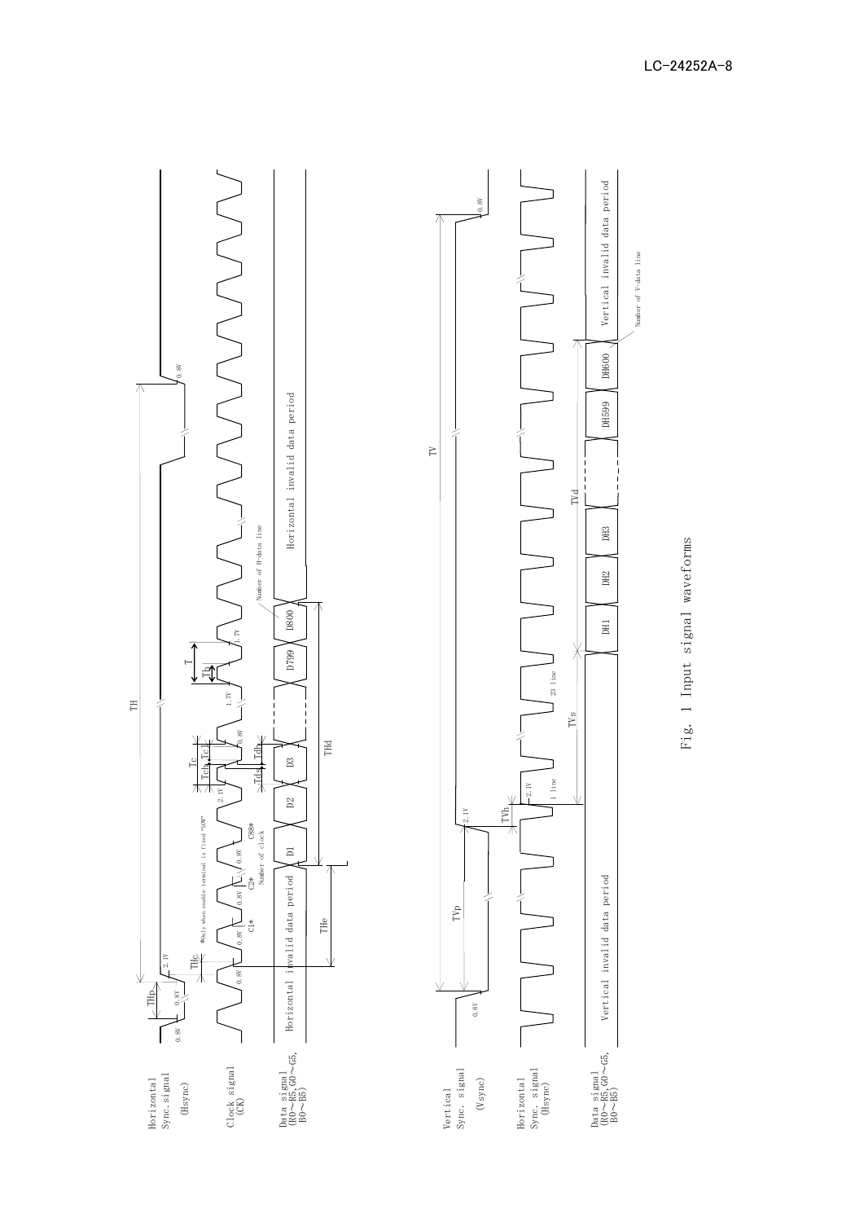Horizontal Sync. signal (Hsync)

Clock signal (CK)

Data signal (R0～R5, G0～G5, B0～B5)

THp, TH, THc, THe, THd, Tc, Tch, Tcl, Tds, Tdh, T, Th

0.8V, 2.1V, 1.7V

*Only when enable terminal is fixed "LOW"

C1*, C2*, C88*

Number of clock

D1, D2, D3, D799, D800

Number of H-data line

Horizontal invalid data period

Vertical Sync. signal (Vsync)

Horizontal Sync. signal (Hsync)

Data signal (R0～R5, G0～G5, B0～B5)

TV, TVp, TVh, TVs, TVd

1 line, 23 line

DH1, DH2, DH3, DH599, DH600

Number of V-data line

Vertical invalid data period

Fig. 1 Input signal waveforms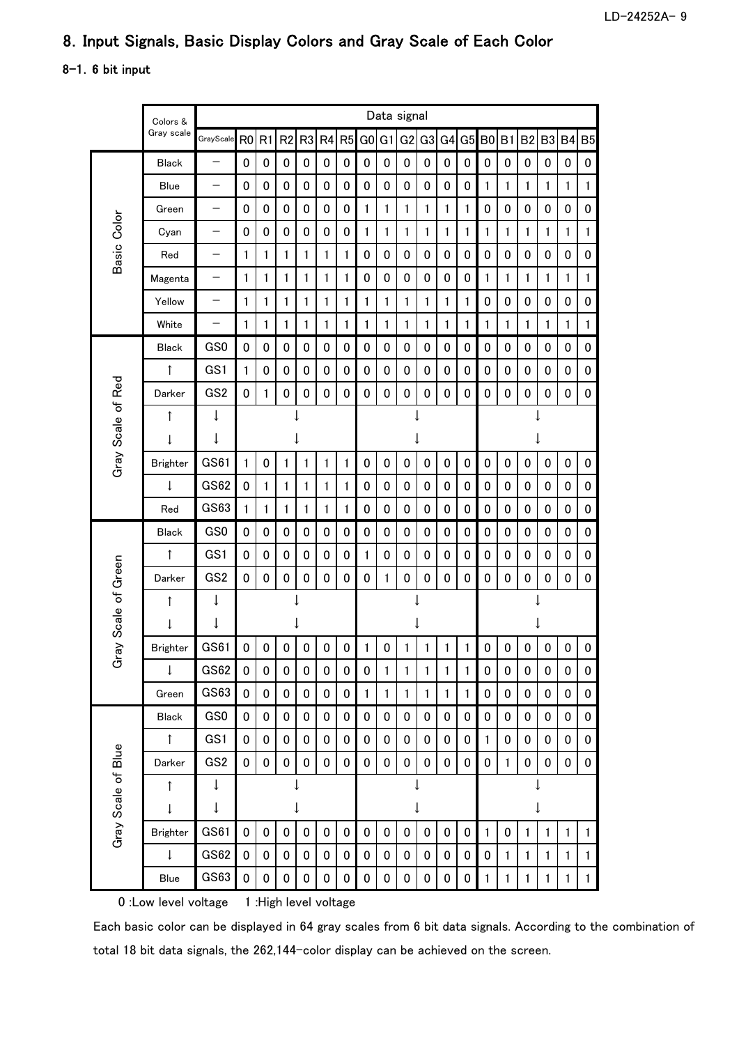# 8. Input Signals, Basic Display Colors and Gray Scale of Each Color

## 8-1. 6 bit input

| | Colors & Gray scale | Data signal | | | | | | | | | | | | | | | | | | |
|---|---|---|---|---|---|---|---|---|---|---|---|---|---|---|---|---|---|---|---|---|
| | | GrayScale | R0 | R1 | R2 | R3 | R4 | R5 | G0 | G1 | G2 | G3 | G4 | G5 | B0 | B1 | B2 | B3 | B4 | B5 |
| Basic Color | Black | – | 0 | 0 | 0 | 0 | 0 | 0 | 0 | 0 | 0 | 0 | 0 | 0 | 0 | 0 | 0 | 0 | 0 | 0 |
| | Blue | – | 0 | 0 | 0 | 0 | 0 | 0 | 0 | 0 | 0 | 0 | 0 | 0 | 1 | 1 | 1 | 1 | 1 | 1 |
| | Green | – | 0 | 0 | 0 | 0 | 0 | 0 | 1 | 1 | 1 | 1 | 1 | 1 | 0 | 0 | 0 | 0 | 0 | 0 |
| | Cyan | – | 0 | 0 | 0 | 0 | 0 | 0 | 1 | 1 | 1 | 1 | 1 | 1 | 1 | 1 | 1 | 1 | 1 | 1 |
| | Red | – | 1 | 1 | 1 | 1 | 1 | 1 | 0 | 0 | 0 | 0 | 0 | 0 | 0 | 0 | 0 | 0 | 0 | 0 |
| | Magenta | – | 1 | 1 | 1 | 1 | 1 | 1 | 0 | 0 | 0 | 0 | 0 | 0 | 1 | 1 | 1 | 1 | 1 | 1 |
| | Yellow | – | 1 | 1 | 1 | 1 | 1 | 1 | 1 | 1 | 1 | 1 | 1 | 1 | 0 | 0 | 0 | 0 | 0 | 0 |
| | White | – | 1 | 1 | 1 | 1 | 1 | 1 | 1 | 1 | 1 | 1 | 1 | 1 | 1 | 1 | 1 | 1 | 1 | 1 |
| Gray Scale of Red | Black | GS0 | 0 | 0 | 0 | 0 | 0 | 0 | 0 | 0 | 0 | 0 | 0 | 0 | 0 | 0 | 0 | 0 | 0 | 0 |
| | ↑ | GS1 | 1 | 0 | 0 | 0 | 0 | 0 | 0 | 0 | 0 | 0 | 0 | 0 | 0 | 0 | 0 | 0 | 0 | 0 |
| | Darker | GS2 | 0 | 1 | 0 | 0 | 0 | 0 | 0 | 0 | 0 | 0 | 0 | 0 | 0 | 0 | 0 | 0 | 0 | 0 |
| | ↑ | ↓ | ↓ | | | | | | ↓ | | | | | | ↓ | | | | | |
| | ↓ | ↓ | ↓ | | | | | | ↓ | | | | | | ↓ | | | | | |
| | Brighter | GS61 | 1 | 0 | 1 | 1 | 1 | 1 | 0 | 0 | 0 | 0 | 0 | 0 | 0 | 0 | 0 | 0 | 0 | 0 |
| | ↓ | GS62 | 0 | 1 | 1 | 1 | 1 | 1 | 0 | 0 | 0 | 0 | 0 | 0 | 0 | 0 | 0 | 0 | 0 | 0 |
| | Red | GS63 | 1 | 1 | 1 | 1 | 1 | 1 | 0 | 0 | 0 | 0 | 0 | 0 | 0 | 0 | 0 | 0 | 0 | 0 |
| Gray Scale of Green | Black | GS0 | 0 | 0 | 0 | 0 | 0 | 0 | 0 | 0 | 0 | 0 | 0 | 0 | 0 | 0 | 0 | 0 | 0 | 0 |
| | ↑ | GS1 | 0 | 0 | 0 | 0 | 0 | 0 | 1 | 0 | 0 | 0 | 0 | 0 | 0 | 0 | 0 | 0 | 0 | 0 |
| | Darker | GS2 | 0 | 0 | 0 | 0 | 0 | 0 | 0 | 1 | 0 | 0 | 0 | 0 | 0 | 0 | 0 | 0 | 0 | 0 |
| | ↑ | ↓ | ↓ | | | | | | ↓ | | | | | | ↓ | | | | | |
| | ↓ | ↓ | ↓ | | | | | | ↓ | | | | | | ↓ | | | | | |
| | Brighter | GS61 | 0 | 0 | 0 | 0 | 0 | 0 | 1 | 0 | 1 | 1 | 1 | 1 | 0 | 0 | 0 | 0 | 0 | 0 |
| | ↓ | GS62 | 0 | 0 | 0 | 0 | 0 | 0 | 0 | 1 | 1 | 1 | 1 | 1 | 0 | 0 | 0 | 0 | 0 | 0 |
| | Green | GS63 | 0 | 0 | 0 | 0 | 0 | 0 | 1 | 1 | 1 | 1 | 1 | 1 | 0 | 0 | 0 | 0 | 0 | 0 |
| Gray Scale of Blue | Black | GS0 | 0 | 0 | 0 | 0 | 0 | 0 | 0 | 0 | 0 | 0 | 0 | 0 | 0 | 0 | 0 | 0 | 0 | 0 |
| | ↑ | GS1 | 0 | 0 | 0 | 0 | 0 | 0 | 0 | 0 | 0 | 0 | 0 | 0 | 1 | 0 | 0 | 0 | 0 | 0 |
| | Darker | GS2 | 0 | 0 | 0 | 0 | 0 | 0 | 0 | 0 | 0 | 0 | 0 | 0 | 0 | 1 | 0 | 0 | 0 | 0 |
| | ↑ | ↓ | ↓ | | | | | | ↓ | | | | | | ↓ | | | | | |
| | ↓ | ↓ | ↓ | | | | | | ↓ | | | | | | ↓ | | | | | |
| | Brighter | GS61 | 0 | 0 | 0 | 0 | 0 | 0 | 0 | 0 | 0 | 0 | 0 | 0 | 1 | 0 | 1 | 1 | 1 | 1 |
| | ↓ | GS62 | 0 | 0 | 0 | 0 | 0 | 0 | 0 | 0 | 0 | 0 | 0 | 0 | 0 | 1 | 1 | 1 | 1 | 1 |
| | Blue | GS63 | 0 | 0 | 0 | 0 | 0 | 0 | 0 | 0 | 0 | 0 | 0 | 0 | 1 | 1 | 1 | 1 | 1 | 1 |

0 :Low level voltage 1 :High level voltage

Each basic color can be displayed in 64 gray scales from 6 bit data signals. According to the combination of total 18 bit data signals, the 262,144-color display can be achieved on the screen.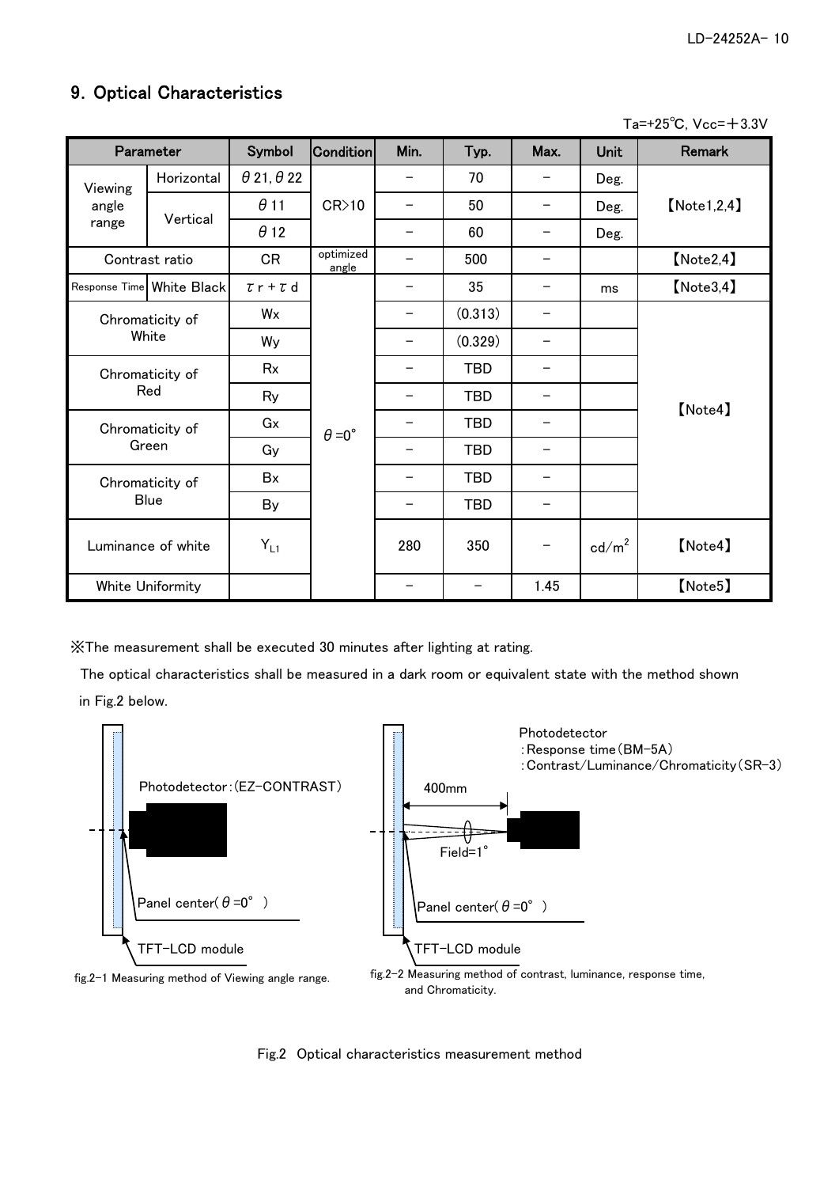## 9. Optical Characteristics

Ta=+25℃, Vcc=+3.3V

| Parameter | | Symbol | Condition | Min. | Typ. | Max. | Unit | Remark |
|---|---|---|---|---|---|---|---|---|
| Viewing angle range | Horizontal | $\theta 21, \theta 22$ | CR>10 | – | 70 | – | Deg. | 【Note1,2,4】 |
| | Vertical | $\theta 11$ | | – | 50 | – | Deg. | |
| | | $\theta 12$ | | – | 60 | – | Deg. | |
| Contrast ratio | | CR | optimized angle | – | 500 | – | | 【Note2,4】 |
| Response Time | White Black | $\tau r + \tau d$ | $\theta$ =0° | – | 35 | – | ms | 【Note3,4】 |
| Chromaticity of White | | Wx | | – | (0.313) | – | | 【Note4】 |
| | | Wy | | – | (0.329) | – | | |
| Chromaticity of Red | | Rx | | – | TBD | – | | |
| | | Ry | | – | TBD | – | | |
| Chromaticity of Green | | Gx | | – | TBD | – | | |
| | | Gy | | – | TBD | – | | |
| Chromaticity of Blue | | Bx | | – | TBD | – | | |
| | | By | | – | TBD | – | | |
| Luminance of white | | $Y_{L1}$ | | 280 | 350 | – | $cd/m^2$ | 【Note4】 |
| White Uniformity | | | | – | – | 1.45 | | 【Note5】 |

※The measurement shall be executed 30 minutes after lighting at rating.

The optical characteristics shall be measured in a dark room or equivalent state with the method shown in Fig.2 below.

Photodetector:(EZ-CONTRAST)

Panel center($\theta$ =0° )

TFT-LCD module

fig.2-1 Measuring method of Viewing angle range.

Photodetector
:Response time(BM-5A)
:Contrast/Luminance/Chromaticity(SR-3)

400mm

Field=1°

Panel center($\theta$ =0° )

TFT-LCD module

fig.2-2 Measuring method of contrast, luminance, response time, and Chromaticity.

Fig.2 Optical characteristics measurement method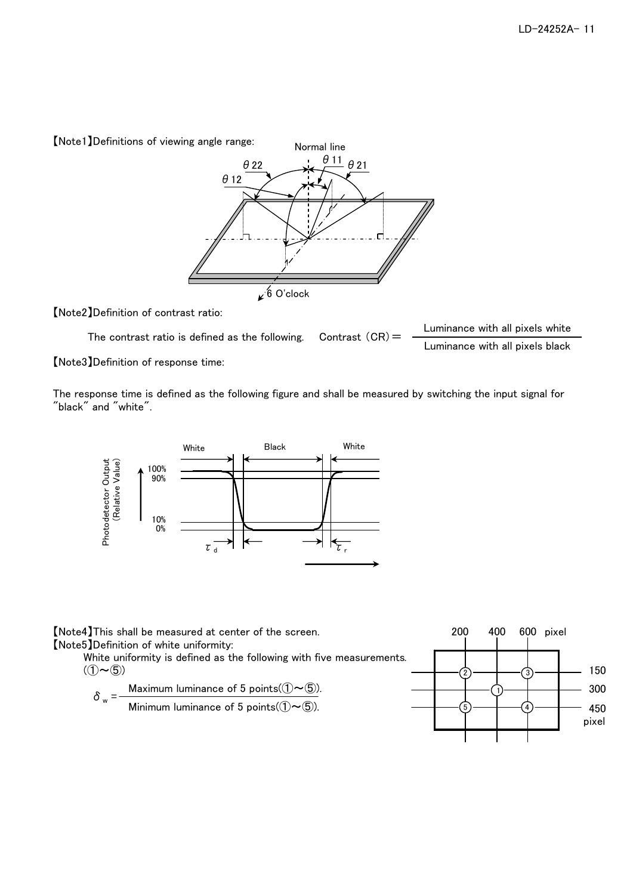【Note1】Definitions of viewing angle range:

Normal line

$\theta$ 22 &nbsp; $\theta$ 11 &nbsp; $\theta$ 21 &nbsp; $\theta$ 12

6 O'clock

【Note2】Definition of contrast ratio:

The contrast ratio is defined as the following.

$$\text{Contrast (CR)} = \frac{\text{Luminance with all pixels white}}{\text{Luminance with all pixels black}}$$

【Note3】Definition of response time:

The response time is defined as the following figure and shall be measured by switching the input signal for "black" and "white".

White &nbsp; Black &nbsp; White

Photodetector Output (Relative Value)

100% &nbsp; 90% &nbsp; 10% &nbsp; 0%

$\tau_d$ &nbsp; $\tau_r$

【Note4】This shall be measured at center of the screen.

【Note5】Definition of white uniformity:

White uniformity is defined as the following with five measurements. (①～⑤)

$$\delta_w = \frac{\text{Maximum luminance of 5 points(①～⑤).}}{\text{Minimum luminance of 5 points(①～⑤).}}$$

200 &nbsp; 400 &nbsp; 600 pixel

150 &nbsp; 300 &nbsp; 450 pixel

② ③ ① ⑤ ④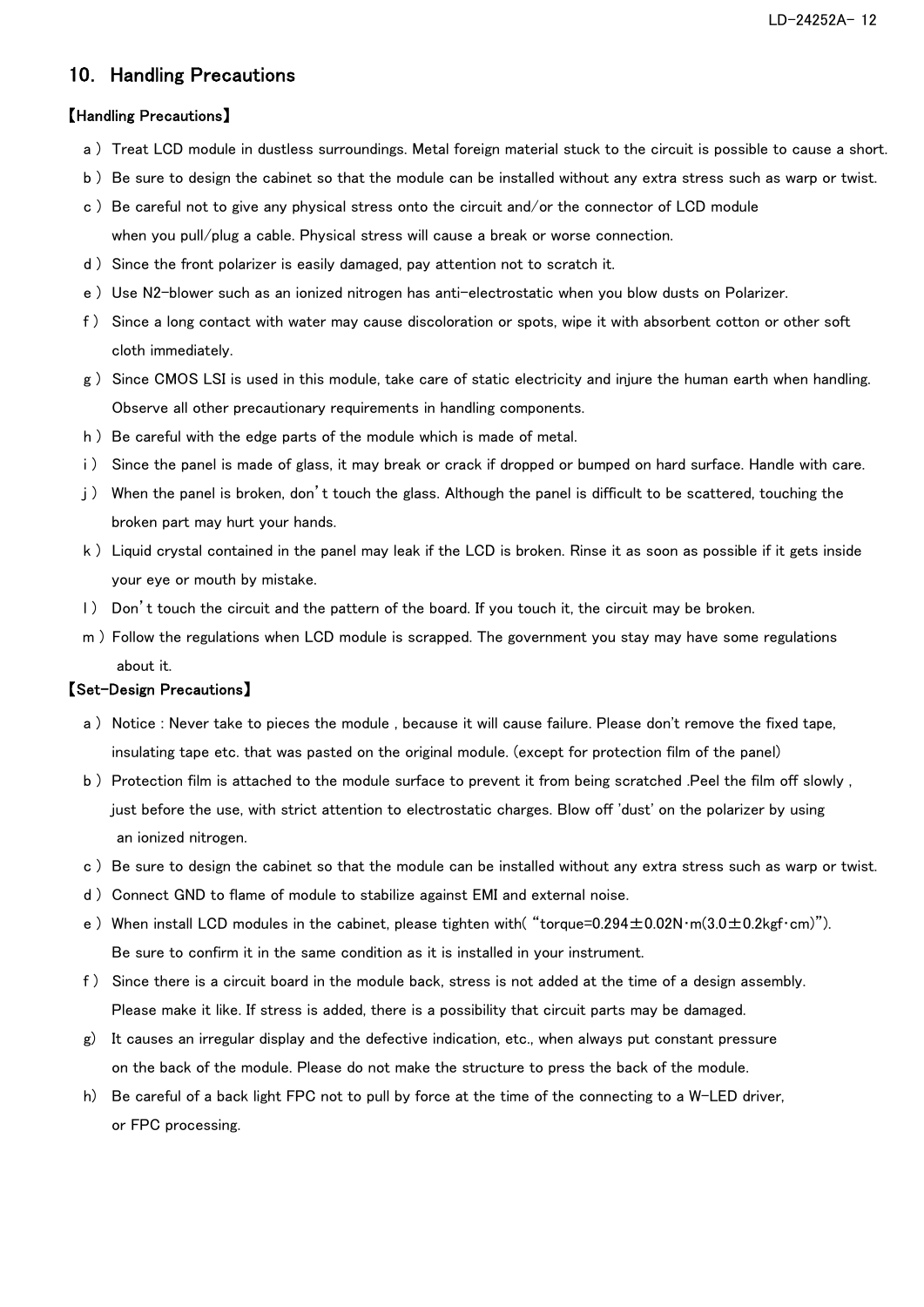## 10. Handling Precautions

**【Handling Precautions】**

a ) Treat LCD module in dustless surroundings. Metal foreign material stuck to the circuit is possible to cause a short.

b ) Be sure to design the cabinet so that the module can be installed without any extra stress such as warp or twist.

c ) Be careful not to give any physical stress onto the circuit and/or the connector of LCD module when you pull/plug a cable. Physical stress will cause a break or worse connection.

d ) Since the front polarizer is easily damaged, pay attention not to scratch it.

e ) Use N2-blower such as an ionized nitrogen has anti-electrostatic when you blow dusts on Polarizer.

f ) Since a long contact with water may cause discoloration or spots, wipe it with absorbent cotton or other soft cloth immediately.

g ) Since CMOS LSI is used in this module, take care of static electricity and injure the human earth when handling. Observe all other precautionary requirements in handling components.

h ) Be careful with the edge parts of the module which is made of metal.

i ) Since the panel is made of glass, it may break or crack if dropped or bumped on hard surface. Handle with care.

j ) When the panel is broken, don't touch the glass. Although the panel is difficult to be scattered, touching the broken part may hurt your hands.

k ) Liquid crystal contained in the panel may leak if the LCD is broken. Rinse it as soon as possible if it gets inside your eye or mouth by mistake.

l ) Don't touch the circuit and the pattern of the board. If you touch it, the circuit may be broken.

m ) Follow the regulations when LCD module is scrapped. The government you stay may have some regulations about it.

**【Set-Design Precautions】**

a ) Notice : Never take to pieces the module , because it will cause failure. Please don't remove the fixed tape, insulating tape etc. that was pasted on the original module. (except for protection film of the panel)

b ) Protection film is attached to the module surface to prevent it from being scratched .Peel the film off slowly , just before the use, with strict attention to electrostatic charges. Blow off 'dust' on the polarizer by using an ionized nitrogen.

c ) Be sure to design the cabinet so that the module can be installed without any extra stress such as warp or twist.

d ) Connect GND to flame of module to stabilize against EMI and external noise.

e ) When install LCD modules in the cabinet, please tighten with( "torque=0.294±0.02N･m(3.0±0.2kgf･cm)"). Be sure to confirm it in the same condition as it is installed in your instrument.

f ) Since there is a circuit board in the module back, stress is not added at the time of a design assembly. Please make it like. If stress is added, there is a possibility that circuit parts may be damaged.

g) It causes an irregular display and the defective indication, etc., when always put constant pressure on the back of the module. Please do not make the structure to press the back of the module.

h) Be careful of a back light FPC not to pull by force at the time of the connecting to a W-LED driver, or FPC processing.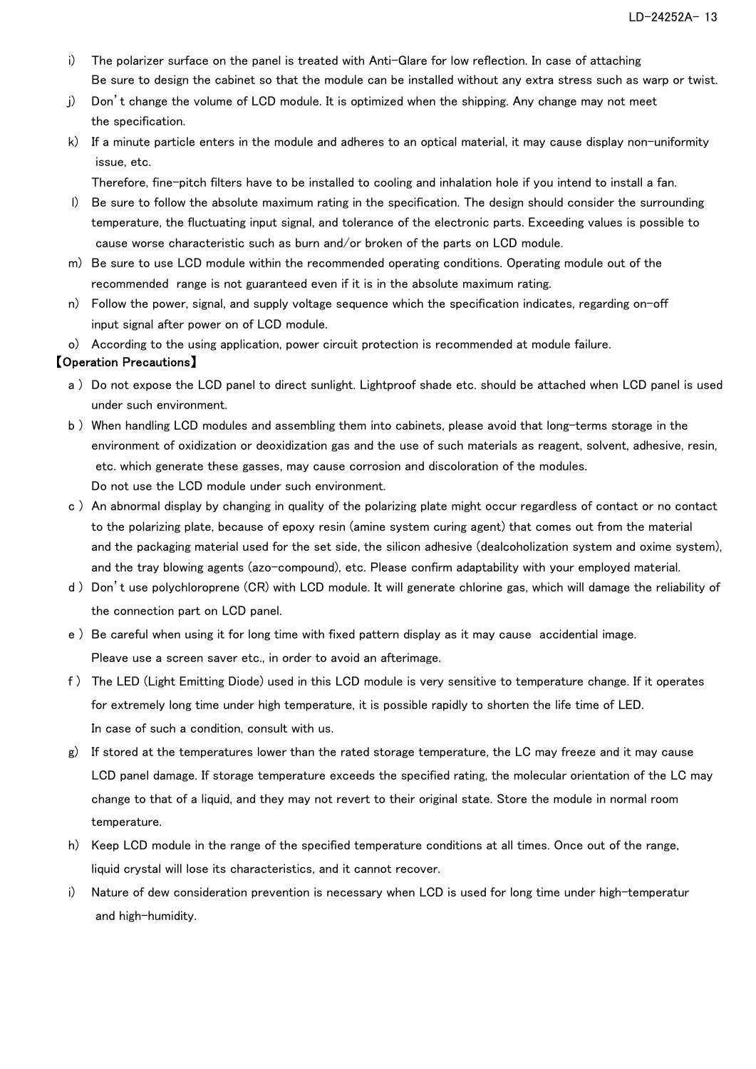i) The polarizer surface on the panel is treated with Anti-Glare for low reflection. In case of attaching Be sure to design the cabinet so that the module can be installed without any extra stress such as warp or twist.

j) Don't change the volume of LCD module. It is optimized when the shipping. Any change may not meet the specification.

k) If a minute particle enters in the module and adheres to an optical material, it may cause display non-uniformity issue, etc.
Therefore, fine-pitch filters have to be installed to cooling and inhalation hole if you intend to install a fan.

l) Be sure to follow the absolute maximum rating in the specification. The design should consider the surrounding temperature, the fluctuating input signal, and tolerance of the electronic parts. Exceeding values is possible to cause worse characteristic such as burn and/or broken of the parts on LCD module.

m) Be sure to use LCD module within the recommended operating conditions. Operating module out of the recommended range is not guaranteed even if it is in the absolute maximum rating.

n) Follow the power, signal, and supply voltage sequence which the specification indicates, regarding on-off input signal after power on of LCD module.

o) According to the using application, power circuit protection is recommended at module failure.

【Operation Precautions】

a ) Do not expose the LCD panel to direct sunlight. Lightproof shade etc. should be attached when LCD panel is used under such environment.

b ) When handling LCD modules and assembling them into cabinets, please avoid that long-terms storage in the environment of oxidization or deoxidization gas and the use of such materials as reagent, solvent, adhesive, resin, etc. which generate these gasses, may cause corrosion and discoloration of the modules.
Do not use the LCD module under such environment.

c ) An abnormal display by changing in quality of the polarizing plate might occur regardless of contact or no contact to the polarizing plate, because of epoxy resin (amine system curing agent) that comes out from the material and the packaging material used for the set side, the silicon adhesive (dealcoholization system and oxime system), and the tray blowing agents (azo-compound), etc. Please confirm adaptability with your employed material.

d ) Don't use polychloroprene (CR) with LCD module. It will generate chlorine gas, which will damage the reliability of the connection part on LCD panel.

e ) Be careful when using it for long time with fixed pattern display as it may cause accidential image.
Pleave use a screen saver etc., in order to avoid an afterimage.

f ) The LED (Light Emitting Diode) used in this LCD module is very sensitive to temperature change. If it operates for extremely long time under high temperature, it is possible rapidly to shorten the life time of LED.
In case of such a condition, consult with us.

g) If stored at the temperatures lower than the rated storage temperature, the LC may freeze and it may cause LCD panel damage. If storage temperature exceeds the specified rating, the molecular orientation of the LC may change to that of a liquid, and they may not revert to their original state. Store the module in normal room temperature.

h) Keep LCD module in the range of the specified temperature conditions at all times. Once out of the range, liquid crystal will lose its characteristics, and it cannot recover.

i) Nature of dew consideration prevention is necessary when LCD is used for long time under high-temperatur and high-humidity.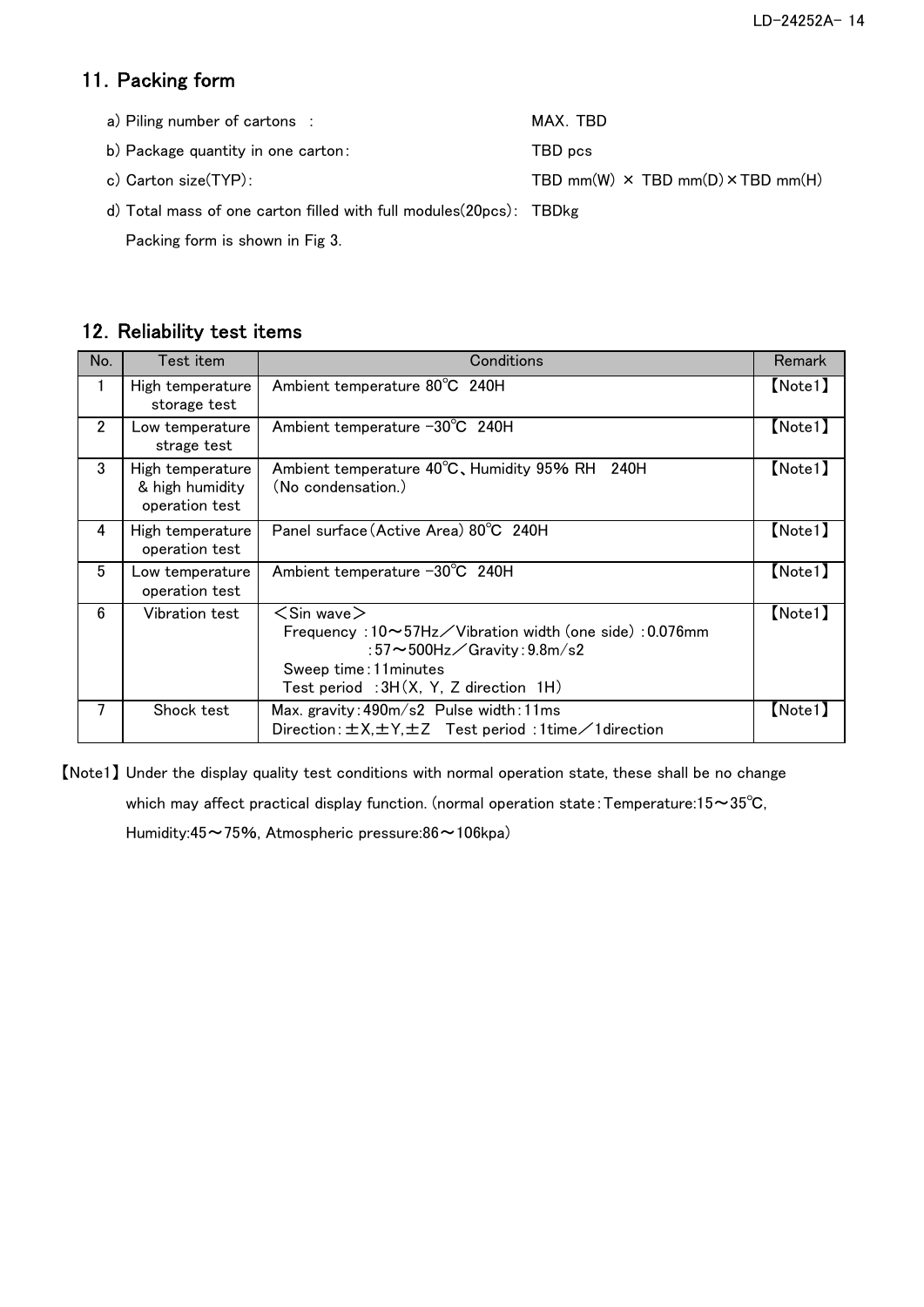## 11. Packing form

a) Piling number of cartons : MAX. TBD

b) Package quantity in one carton: TBD pcs

c) Carton size(TYP): TBD mm(W) × TBD mm(D)×TBD mm(H)

d) Total mass of one carton filled with full modules(20pcs): TBDkg

Packing form is shown in Fig 3.

## 12. Reliability test items

| No. | Test item | Conditions | Remark |
|---|---|---|---|
| 1 | High temperature storage test | Ambient temperature 80℃ 240H | 【Note1】 |
| 2 | Low temperature strage test | Ambient temperature -30℃ 240H | 【Note1】 |
| 3 | High temperature & high humidity operation test | Ambient temperature 40℃、Humidity 95% RH 240H (No condensation.) | 【Note1】 |
| 4 | High temperature operation test | Panel surface(Active Area) 80℃ 240H | 【Note1】 |
| 5 | Low temperature operation test | Ambient temperature -30℃ 240H | 【Note1】 |
| 6 | Vibration test | ＜Sin wave＞<br>Frequency :10～57Hz／Vibration width (one side) :0.076mm<br>:57～500Hz／Gravity:9.8m/s2<br>Sweep time:11minutes<br>Test period :3H(X, Y, Z direction 1H) | 【Note1】 |
| 7 | Shock test | Max. gravity:490m/s2 Pulse width:11ms<br>Direction:±X,±Y,±Z Test period :1time／1direction | 【Note1】 |

【Note1】 Under the display quality test conditions with normal operation state, these shall be no change which may affect practical display function. (normal operation state:Temperature:15～35℃, Humidity:45～75%, Atmospheric pressure:86～106kpa)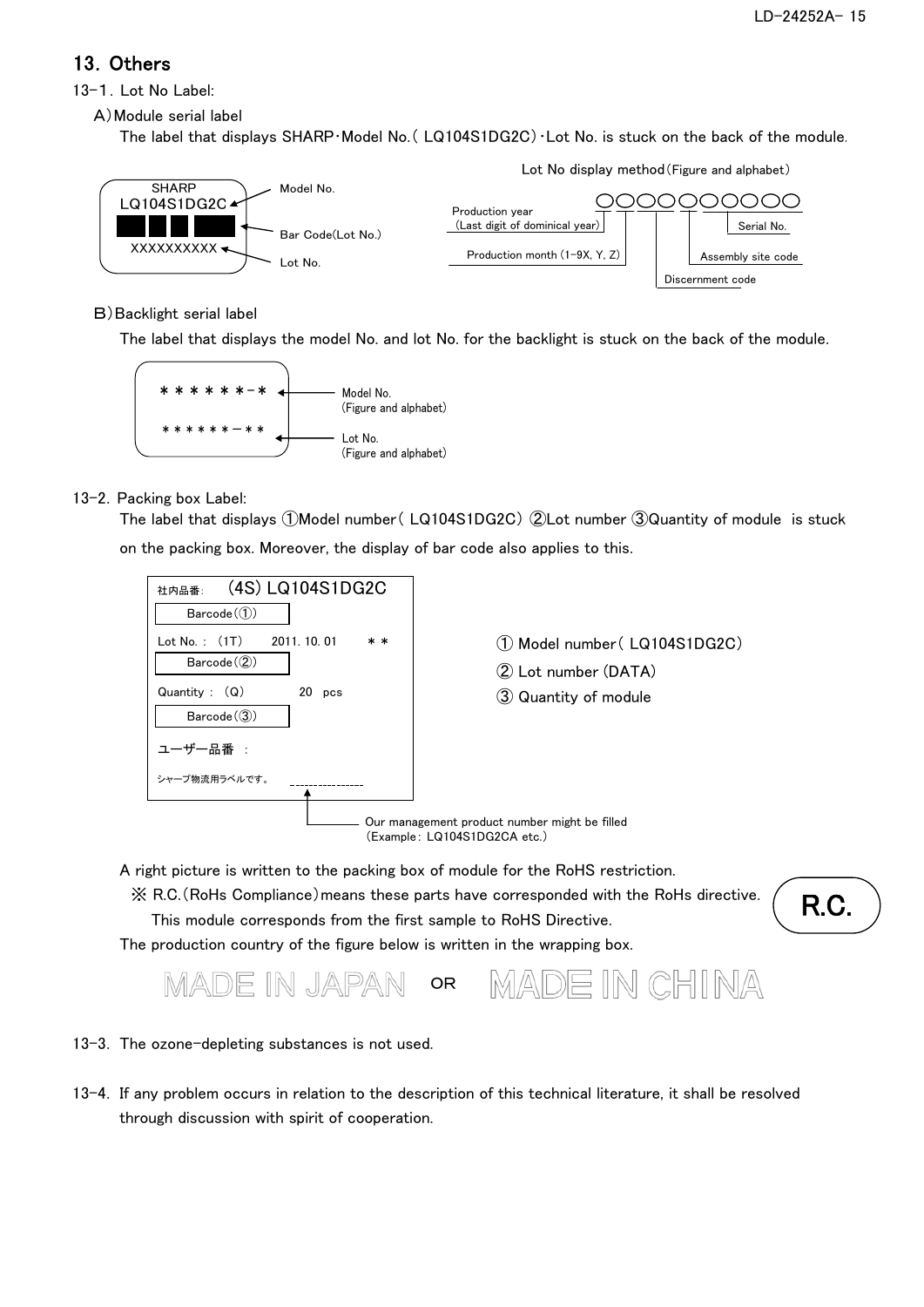## 13. Others

13-1. Lot No Label:

A) Module serial label

The label that displays SHARP･Model No.( LQ104S1DG2C)･Lot No. is stuck on the back of the module.

SHARP
LQ104S1DG2C ← Model No.
Bar Code(Lot No.)
XXXXXXXXXX ← Lot No.

Lot No display method (Figure and alphabet)

○○○○○○○○○○

- Production year (Last digit of dominical year)
- Production month (1-9X, Y, Z)
- Discernment code
- Assembly site code
- Serial No.

B) Backlight serial label

The label that displays the model No. and lot No. for the backlight is stuck on the back of the module.

＊＊＊＊＊＊-＊ ← Model No. (Figure and alphabet)

＊＊＊＊＊＊-＊＊ ← Lot No. (Figure and alphabet)

13-2. Packing box Label:

The label that displays ①Model number( LQ104S1DG2C) ②Lot number ③Quantity of module is stuck on the packing box. Moreover, the display of bar code also applies to this.

社内品番: (4S) LQ104S1DG2C
Barcode(①)
Lot No.: (1T) 2011. 10. 01 ＊＊
Barcode(②)
Quantity: (Q) 20 pcs
Barcode(③)
ユーザー品番 :
シャープ物流用ラベルです。 ----------------

① Model number( LQ104S1DG2C)
② Lot number (DATA)
③ Quantity of module

Our management product number might be filled (Example: LQ104S1DG2CA etc.)

A right picture is written to the packing box of module for the RoHS restriction.

※ R.C.(RoHs Compliance) means these parts have corresponded with the RoHs directive. This module corresponds from the first sample to RoHS Directive.

R.C.

The production country of the figure below is written in the wrapping box.

MADE IN JAPAN OR MADE IN CHINA

13-3. The ozone-depleting substances is not used.

13-4. If any problem occurs in relation to the description of this technical literature, it shall be resolved through discussion with spirit of cooperation.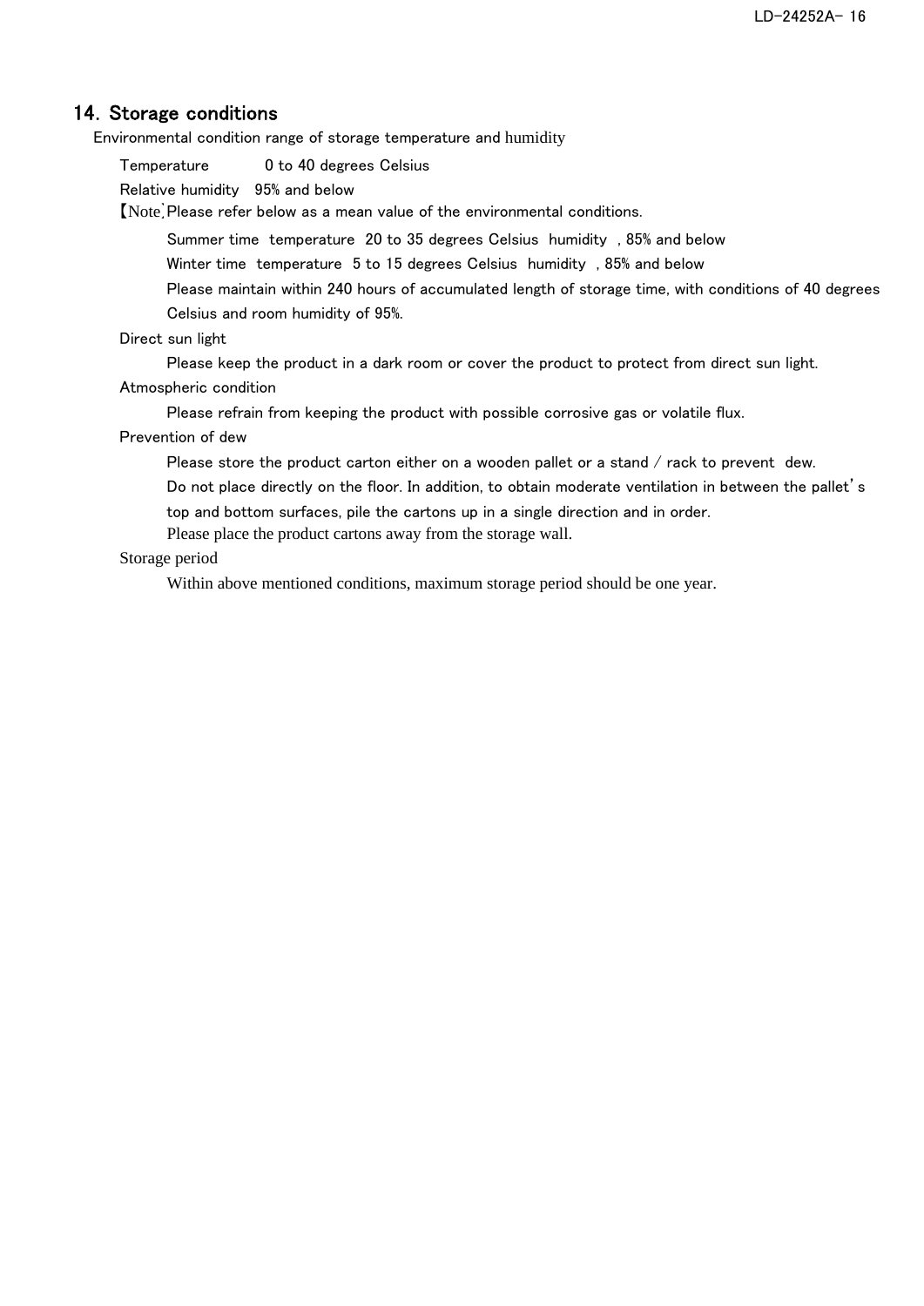## 14. Storage conditions

Environmental condition range of storage temperature and humidity

Temperature 0 to 40 degrees Celsius

Relative humidity 95% and below

【Note】Please refer below as a mean value of the environmental conditions.

Summer time temperature 20 to 35 degrees Celsius humidity , 85% and below

Winter time temperature 5 to 15 degrees Celsius humidity , 85% and below

Please maintain within 240 hours of accumulated length of storage time, with conditions of 40 degrees Celsius and room humidity of 95%.

Direct sun light

Please keep the product in a dark room or cover the product to protect from direct sun light.

Atmospheric condition

Please refrain from keeping the product with possible corrosive gas or volatile flux.

Prevention of dew

Please store the product carton either on a wooden pallet or a stand / rack to prevent dew.

Do not place directly on the floor. In addition, to obtain moderate ventilation in between the pallet's top and bottom surfaces, pile the cartons up in a single direction and in order.

Please place the product cartons away from the storage wall.

Storage period

Within above mentioned conditions, maximum storage period should be one year.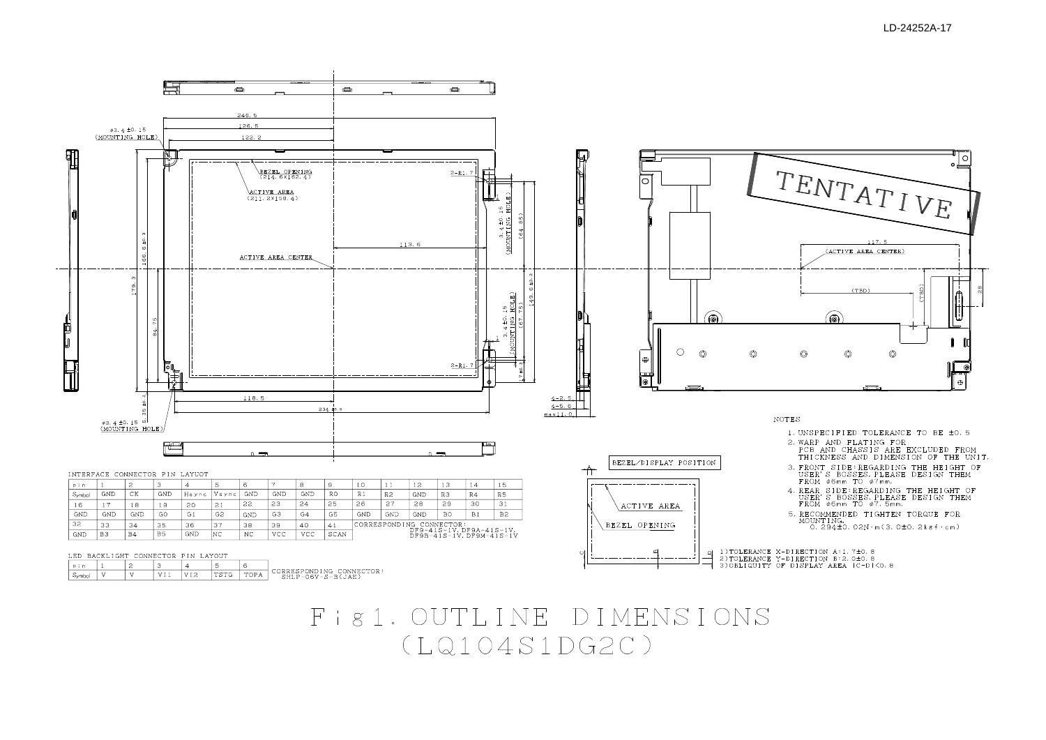TENTATIVE

NOTES

1. UNSPECIFIED TOLERANCE TO BE ±0.5
2. WARP AND PLATING FOR PCB AND CHASSIS ARE EXCLUDED FROM THICKNESS AND DIMENSION OF THE UNIT.
3. FRONT SIDE:REGARDING THE HEIGHT OF USER'S BOSSES,PLEASE DESIGN THEM FROM φ6mm TO φ7mm.
4. REAR SIDE:REGARDING THE HEIGHT OF USER'S BOSSES,PLEASE DESIGN THEM FROM φ6mm TO φ7.5mm.
5. RECOMMENDED TIGHTEN TORQUE FOR MOUNTING. 0.294±0.02N·m(3.0±0.2kgf·cm)

BEZEL/DISPLAY POSITION

1) TOLERANCE X-DIRECTION A:1.7±0.8
2) TOLERANCE Y-DIRECTION B:2.0±0.8
3) OBLIQUITY OF DISPLAY AREA |C-D|<0.8

INTERFACE CONNECTOR PIN LAYUOT

| pin | 1 | 2 | 3 | 4 | 5 | 6 | 7 | 8 | 9 | 10 | 11 | 12 | 13 | 14 | 15 |
|---|---|---|---|---|---|---|---|---|---|---|---|---|---|---|---|
| Symbol | GND | CK | GND | Hsync | Vsync | GND | GND | GND | R0 | R1 | R2 | GND | R3 | R4 | R5 |
| 16 | 17 | 18 | 19 | 20 | 21 | 22 | 23 | 24 | 25 | 26 | 27 | 28 | 29 | 30 | 31 |
| GND | GND | GND | G0 | G1 | G2 | GND | G3 | G4 | G5 | GND | GND | GND | B0 | B1 | B2 |
| 32 | 33 | 34 | 35 | 36 | 37 | 38 | 39 | 40 | 41 | CORRESPONDING CONNECTOR: DF9-41S-1V,DF9A-41S-1V, DF9B-41S-1V,DF9M-41S-1V | | | | | |
| GND | B3 | B4 | B5 | GND | NC | NC | VCC | VCC | SCAN | | | | | | |

LED BACKLIGHT CONNECTOR PIN LAYOUT

| pin | 1 | 2 | 3 | 4 | 5 | 6 |
|---|---|---|---|---|---|---|
| Symbol | V | V | VI1 | VI2 | TSTG | TOPA |

CORRESPONDING CONNECTOR: SHLP-06V-S-B(JAE)

Fig1. OUTLINE DIMENSIONS (LQ104S1DG2C)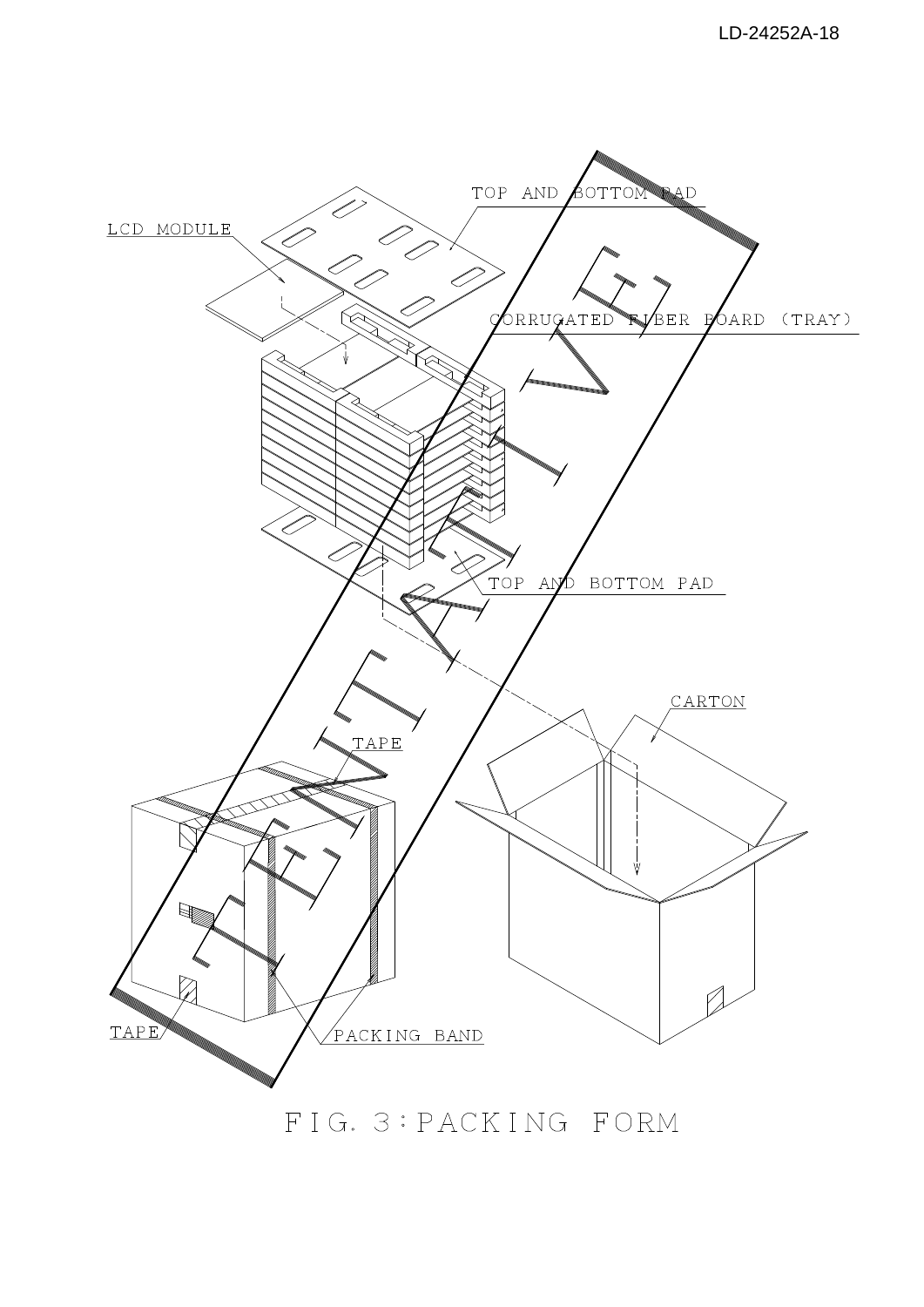LCD MODULE

TOP AND BOTTOM PAD

CORRUGATED FIBER BOARD (TRAY)

TOP AND BOTTOM PAD

CARTON

TAPE

TAPE

PACKING BAND

TENTATIVE

FIG. 3:PACKING FORM